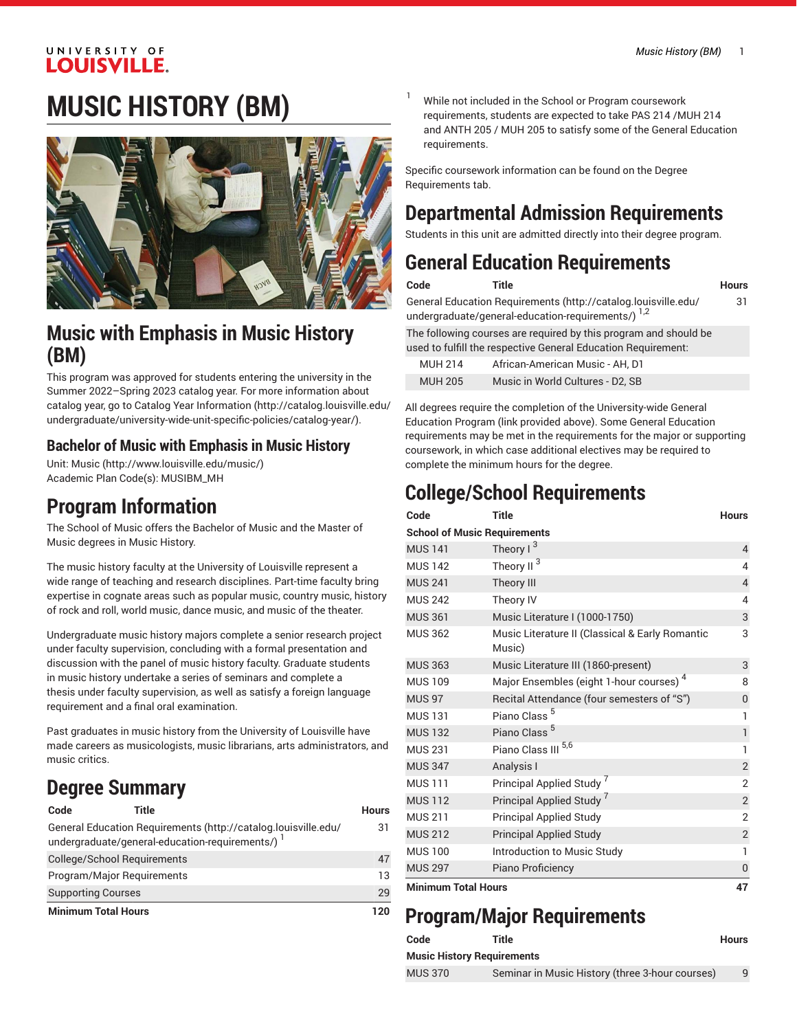# MUSIC HISTORY (BM)

## Music with Emphasis in Music History (BM)

This program was approved for students entering the university in the Summer 2022–Spring 2023 catalog year. For more information about catalog year, go to Catalog Year Information (http://catalog.louisville.edu/undergraduate/university-wide-unit-specific-policies/catalog-year/).

### Bachelor of Music with Emphasis in Music History

Unit: Music (http://www.louisville.edu/music/)
Academic Plan Code(s): MUSIBM_MH

## Program Information

The School of Music offers the Bachelor of Music and the Master of Music degrees in Music History.

The music history faculty at the University of Louisville represent a wide range of teaching and research disciplines. Part-time faculty bring expertise in cognate areas such as popular music, country music, history of rock and roll, world music, dance music, and music of the theater.

Undergraduate music history majors complete a senior research project under faculty supervision, concluding with a formal presentation and discussion with the panel of music history faculty. Graduate students in music history undertake a series of seminars and complete a thesis under faculty supervision, as well as satisfy a foreign language requirement and a final oral examination.

Past graduates in music history from the University of Louisville have made careers as musicologists, music librarians, arts administrators, and music critics.

## Degree Summary

| Code | Title | Hours |
|---|---|---|
| General Education Requirements (http://catalog.louisville.edu/undergraduate/general-education-requirements/) [1] | | 31 |
| College/School Requirements | | 47 |
| Program/Major Requirements | | 13 |
| Supporting Courses | | 29 |
| **Minimum Total Hours** | | **120** |

[1] While not included in the School or Program coursework requirements, students are expected to take PAS 214 /MUH 214 and ANTH 205 / MUH 205 to satisfy some of the General Education requirements.

Specific coursework information can be found on the Degree Requirements tab.

## Departmental Admission Requirements

Students in this unit are admitted directly into their degree program.

## General Education Requirements

| Code | Title | Hours |
|---|---|---|
| General Education Requirements (http://catalog.louisville.edu/undergraduate/general-education-requirements/) [1,2] | | 31 |
| The following courses are required by this program and should be used to fulfill the respective General Education Requirement: | | |
| MUH 214 | African-American Music - AH, D1 | |
| MUH 205 | Music in World Cultures - D2, SB | |

All degrees require the completion of the University-wide General Education Program (link provided above). Some General Education requirements may be met in the requirements for the major or supporting coursework, in which case additional electives may be required to complete the minimum hours for the degree.

## College/School Requirements

| Code | Title | Hours |
|---|---|---|
| **School of Music Requirements** | | |
| MUS 141 | Theory I [3] | 4 |
| MUS 142 | Theory II [3] | 4 |
| MUS 241 | Theory III | 4 |
| MUS 242 | Theory IV | 4 |
| MUS 361 | Music Literature I (1000-1750) | 3 |
| MUS 362 | Music Literature II (Classical & Early Romantic Music) | 3 |
| MUS 363 | Music Literature III (1860-present) | 3 |
| MUS 109 | Major Ensembles (eight 1-hour courses) [4] | 8 |
| MUS 97 | Recital Attendance (four semesters of "S") | 0 |
| MUS 131 | Piano Class [5] | 1 |
| MUS 132 | Piano Class [5] | 1 |
| MUS 231 | Piano Class III [5,6] | 1 |
| MUS 347 | Analysis I | 2 |
| MUS 111 | Principal Applied Study [7] | 2 |
| MUS 112 | Principal Applied Study [7] | 2 |
| MUS 211 | Principal Applied Study | 2 |
| MUS 212 | Principal Applied Study | 2 |
| MUS 100 | Introduction to Music Study | 1 |
| MUS 297 | Piano Proficiency | 0 |
| **Minimum Total Hours** | | **47** |

## Program/Major Requirements

| Code | Title | Hours |
|---|---|---|
| **Music History Requirements** | | |
| MUS 370 | Seminar in Music History (three 3-hour courses) | 9 |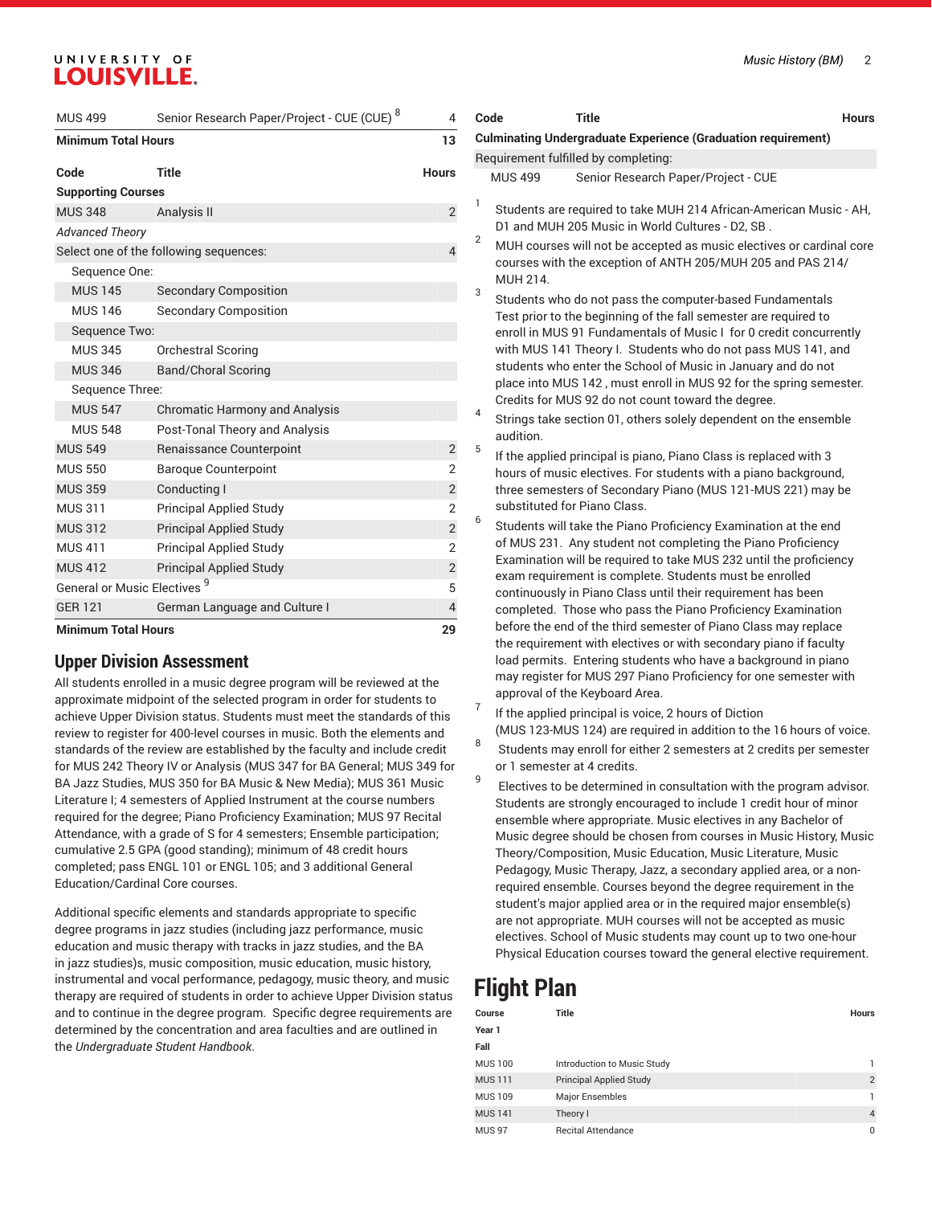| Code | Title | Hours |
|---|---|---|
| MUS 499 | Senior Research Paper/Project - CUE (CUE) [8] | 4 |
| **Minimum Total Hours** | | **13** |

| Code | Title | Hours |
|---|---|---|
| **Supporting Courses** | | |
| MUS 348 | Analysis II | 2 |
| *Advanced Theory* | | |
| Select one of the following sequences: | | 4 |
| Sequence One: | | |
| MUS 145 | Secondary Composition | |
| MUS 146 | Secondary Composition | |
| Sequence Two: | | |
| MUS 345 | Orchestral Scoring | |
| MUS 346 | Band/Choral Scoring | |
| Sequence Three: | | |
| MUS 547 | Chromatic Harmony and Analysis | |
| MUS 548 | Post-Tonal Theory and Analysis | |
| MUS 549 | Renaissance Counterpoint | 2 |
| MUS 550 | Baroque Counterpoint | 2 |
| MUS 359 | Conducting I | 2 |
| MUS 311 | Principal Applied Study | 2 |
| MUS 312 | Principal Applied Study | 2 |
| MUS 411 | Principal Applied Study | 2 |
| MUS 412 | Principal Applied Study | 2 |
| General or Music Electives [9] | | 5 |
| GER 121 | German Language and Culture I | 4 |
| **Minimum Total Hours** | | **29** |

## Upper Division Assessment

All students enrolled in a music degree program will be reviewed at the approximate midpoint of the selected program in order for students to achieve Upper Division status. Students must meet the standards of this review to register for 400-level courses in music. Both the elements and standards of the review are established by the faculty and include credit for MUS 242 Theory IV or Analysis (MUS 347 for BA General; MUS 349 for BA Jazz Studies, MUS 350 for BA Music & New Media); MUS 361 Music Literature I; 4 semesters of Applied Instrument at the course numbers required for the degree; Piano Proficiency Examination; MUS 97 Recital Attendance, with a grade of S for 4 semesters; Ensemble participation; cumulative 2.5 GPA (good standing); minimum of 48 credit hours completed; pass ENGL 101 or ENGL 105; and 3 additional General Education/Cardinal Core courses.

Additional specific elements and standards appropriate to specific degree programs in jazz studies (including jazz performance, music education and music therapy with tracks in jazz studies, and the BA in jazz studies)s, music composition, music education, music history, instrumental and vocal performance, pedagogy, music theory, and music therapy are required of students in order to achieve Upper Division status and to continue in the degree program. Specific degree requirements are determined by the concentration and area faculties and are outlined in the *Undergraduate Student Handbook*.

| Code | Title | Hours |
|---|---|---|
| **Culminating Undergraduate Experience (Graduation requirement)** | | |
| Requirement fulfilled by completing: | | |
| MUS 499 | Senior Research Paper/Project - CUE | |

1. Students are required to take MUH 214 African-American Music - AH, D1 and MUH 205 Music in World Cultures - D2, SB .
2. MUH courses will not be accepted as music electives or cardinal core courses with the exception of ANTH 205/MUH 205 and PAS 214/ MUH 214.
3. Students who do not pass the computer-based Fundamentals Test prior to the beginning of the fall semester are required to enroll in MUS 91 Fundamentals of Music I for 0 credit concurrently with MUS 141 Theory I. Students who do not pass MUS 141, and students who enter the School of Music in January and do not place into MUS 142 , must enroll in MUS 92 for the spring semester. Credits for MUS 92 do not count toward the degree.
4. Strings take section 01, others solely dependent on the ensemble audition.
5. If the applied principal is piano, Piano Class is replaced with 3 hours of music electives. For students with a piano background, three semesters of Secondary Piano (MUS 121-MUS 221) may be substituted for Piano Class.
6. Students will take the Piano Proficiency Examination at the end of MUS 231. Any student not completing the Piano Proficiency Examination will be required to take MUS 232 until the proficiency exam requirement is complete. Students must be enrolled continuously in Piano Class until their requirement has been completed. Those who pass the Piano Proficiency Examination before the end of the third semester of Piano Class may replace the requirement with electives or with secondary piano if faculty load permits. Entering students who have a background in piano may register for MUS 297 Piano Proficiency for one semester with approval of the Keyboard Area.
7. If the applied principal is voice, 2 hours of Diction (MUS 123-MUS 124) are required in addition to the 16 hours of voice.
8. Students may enroll for either 2 semesters at 2 credits per semester or 1 semester at 4 credits.
9. Electives to be determined in consultation with the program advisor. Students are strongly encouraged to include 1 credit hour of minor ensemble where appropriate. Music electives in any Bachelor of Music degree should be chosen from courses in Music History, Music Theory/Composition, Music Education, Music Literature, Music Pedagogy, Music Therapy, Jazz, a secondary applied area, or a non-required ensemble. Courses beyond the degree requirement in the student's major applied area or in the required major ensemble(s) are not appropriate. MUH courses will not be accepted as music electives. School of Music students may count up to two one-hour Physical Education courses toward the general elective requirement.

# Flight Plan

| Course | Title | Hours |
|---|---|---|
| **Year 1** | | |
| **Fall** | | |
| MUS 100 | Introduction to Music Study | 1 |
| MUS 111 | Principal Applied Study | 2 |
| MUS 109 | Major Ensembles | 1 |
| MUS 141 | Theory I | 4 |
| MUS 97 | Recital Attendance | 0 |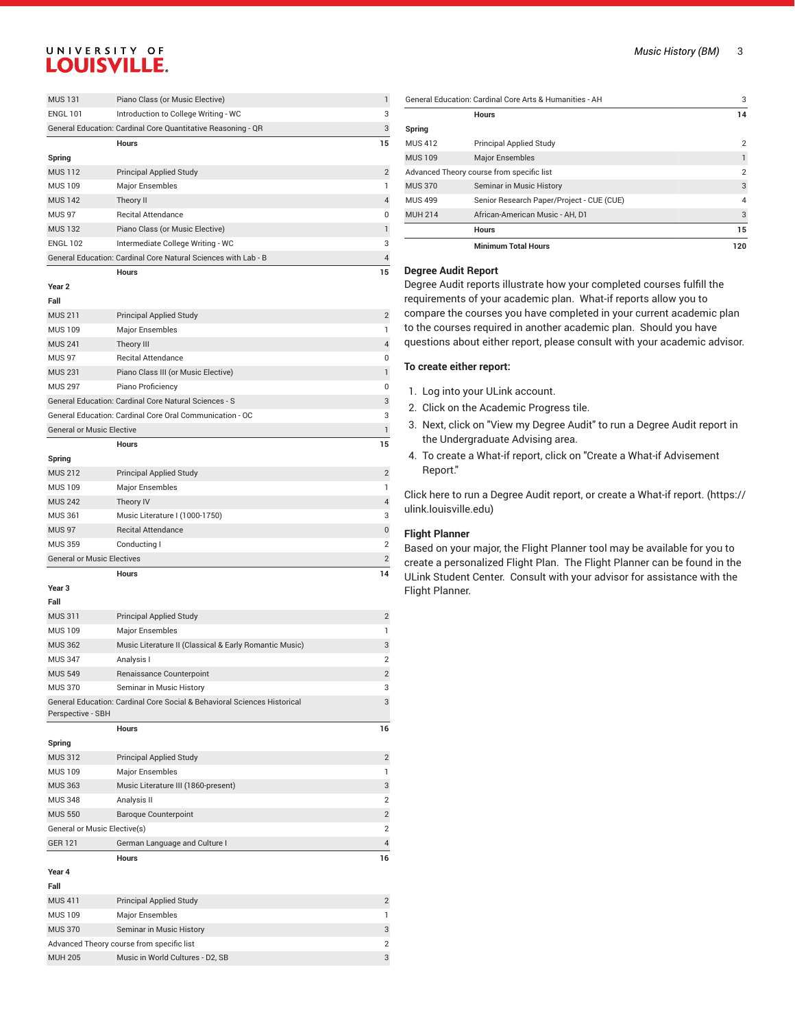| | | |
|---|---|---|
| MUS 131 | Piano Class (or Music Elective) | 1 |
| ENGL 101 | Introduction to College Writing - WC | 3 |
| General Education: Cardinal Core Quantitative Reasoning - QR | | 3 |
| | **Hours** | **15** |
| **Spring** | | |
| MUS 112 | Principal Applied Study | 2 |
| MUS 109 | Major Ensembles | 1 |
| MUS 142 | Theory II | 4 |
| MUS 97 | Recital Attendance | 0 |
| MUS 132 | Piano Class (or Music Elective) | 1 |
| ENGL 102 | Intermediate College Writing - WC | 3 |
| General Education: Cardinal Core Natural Sciences with Lab - B | | 4 |
| | **Hours** | **15** |
| **Year 2** | | |
| **Fall** | | |
| MUS 211 | Principal Applied Study | 2 |
| MUS 109 | Major Ensembles | 1 |
| MUS 241 | Theory III | 4 |
| MUS 97 | Recital Attendance | 0 |
| MUS 231 | Piano Class III (or Music Elective) | 1 |
| MUS 297 | Piano Proficiency | 0 |
| General Education: Cardinal Core Natural Sciences - S | | 3 |
| General Education: Cardinal Core Oral Communication - OC | | 3 |
| General or Music Elective | | 1 |
| | **Hours** | **15** |
| **Spring** | | |
| MUS 212 | Principal Applied Study | 2 |
| MUS 109 | Major Ensembles | 1 |
| MUS 242 | Theory IV | 4 |
| MUS 361 | Music Literature I (1000-1750) | 3 |
| MUS 97 | Recital Attendance | 0 |
| MUS 359 | Conducting I | 2 |
| General or Music Electives | | 2 |
| | **Hours** | **14** |
| **Year 3** | | |
| **Fall** | | |
| MUS 311 | Principal Applied Study | 2 |
| MUS 109 | Major Ensembles | 1 |
| MUS 362 | Music Literature II (Classical & Early Romantic Music) | 3 |
| MUS 347 | Analysis I | 2 |
| MUS 549 | Renaissance Counterpoint | 2 |
| MUS 370 | Seminar in Music History | 3 |
| General Education: Cardinal Core Social & Behavioral Sciences Historical Perspective - SBH | | 3 |
| | **Hours** | **16** |
| **Spring** | | |
| MUS 312 | Principal Applied Study | 2 |
| MUS 109 | Major Ensembles | 1 |
| MUS 363 | Music Literature III (1860-present) | 3 |
| MUS 348 | Analysis II | 2 |
| MUS 550 | Baroque Counterpoint | 2 |
| General or Music Elective(s) | | 2 |
| GER 121 | German Language and Culture I | 4 |
| | **Hours** | **16** |
| **Year 4** | | |
| **Fall** | | |
| MUS 411 | Principal Applied Study | 2 |
| MUS 109 | Major Ensembles | 1 |
| MUS 370 | Seminar in Music History | 3 |
| Advanced Theory course from specific list | | 2 |
| MUH 205 | Music in World Cultures - D2, SB | 3 |
| General Education: Cardinal Core Arts & Humanities - AH | | 3 |
| | **Hours** | **14** |
| **Spring** | | |
| MUS 412 | Principal Applied Study | 2 |
| MUS 109 | Major Ensembles | 1 |
| Advanced Theory course from specific list | | 2 |
| MUS 370 | Seminar in Music History | 3 |
| MUS 499 | Senior Research Paper/Project - CUE (CUE) | 4 |
| MUH 214 | African-American Music - AH, D1 | 3 |
| | **Hours** | **15** |
| | **Minimum Total Hours** | **120** |

## Degree Audit Report

Degree Audit reports illustrate how your completed courses fulfill the requirements of your academic plan. What-if reports allow you to compare the courses you have completed in your current academic plan to the courses required in another academic plan. Should you have questions about either report, please consult with your academic advisor.

**To create either report:**

1. Log into your ULink account.
2. Click on the Academic Progress tile.
3. Next, click on "View my Degree Audit" to run a Degree Audit report in the Undergraduate Advising area.
4. To create a What-if report, click on "Create a What-if Advisement Report."

Click here to run a Degree Audit report, or create a What-if report. (https://ulink.louisville.edu)

## Flight Planner

Based on your major, the Flight Planner tool may be available for you to create a personalized Flight Plan. The Flight Planner can be found in the ULink Student Center. Consult with your advisor for assistance with the Flight Planner.